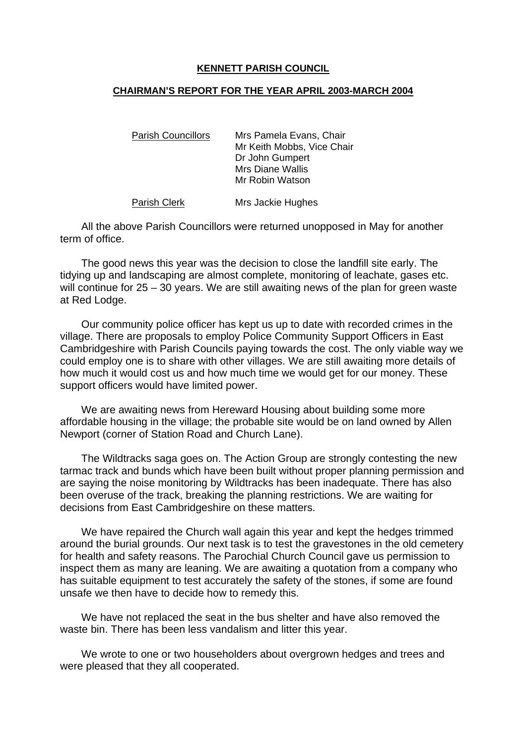**KENNETT PARISH COUNCIL**

**CHAIRMAN'S REPORT FOR THE YEAR APRIL 2003-MARCH 2004**

| Parish Councillors | Mrs Pamela Evans, Chair<br>Mr Keith Mobbs, Vice Chair<br>Dr John Gumpert<br>Mrs Diane Wallis<br>Mr Robin Watson |
|---|---|
| Parish Clerk | Mrs Jackie Hughes |

All the above Parish Councillors were returned unopposed in May for another term of office.

The good news this year was the decision to close the landfill site early. The tidying up and landscaping are almost complete, monitoring of leachate, gases etc. will continue for 25 – 30 years. We are still awaiting news of the plan for green waste at Red Lodge.

Our community police officer has kept us up to date with recorded crimes in the village. There are proposals to employ Police Community Support Officers in East Cambridgeshire with Parish Councils paying towards the cost. The only viable way we could employ one is to share with other villages. We are still awaiting more details of how much it would cost us and how much time we would get for our money. These support officers would have limited power.

We are awaiting news from Hereward Housing about building some more affordable housing in the village; the probable site would be on land owned by Allen Newport (corner of Station Road and Church Lane).

The Wildtracks saga goes on. The Action Group are strongly contesting the new tarmac track and bunds which have been built without proper planning permission and are saying the noise monitoring by Wildtracks has been inadequate. There has also been overuse of the track, breaking the planning restrictions. We are waiting for decisions from East Cambridgeshire on these matters.

We have repaired the Church wall again this year and kept the hedges trimmed around the burial grounds. Our next task is to test the gravestones in the old cemetery for health and safety reasons. The Parochial Church Council gave us permission to inspect them as many are leaning. We are awaiting a quotation from a company who has suitable equipment to test accurately the safety of the stones, if some are found unsafe we then have to decide how to remedy this.

We have not replaced the seat in the bus shelter and have also removed the waste bin. There has been less vandalism and litter this year.

We wrote to one or two householders about overgrown hedges and trees and were pleased that they all cooperated.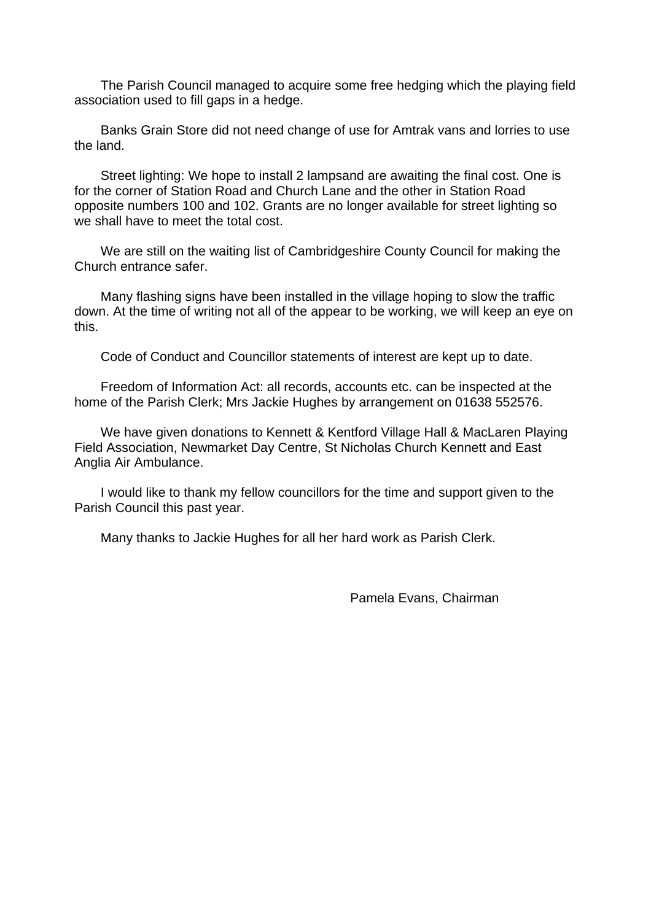The Parish Council managed to acquire some free hedging which the playing field association used to fill gaps in a hedge.

Banks Grain Store did not need change of use for Amtrak vans and lorries to use the land.

Street lighting: We hope to install 2 lampsand are awaiting the final cost. One is for the corner of Station Road and Church Lane and the other in Station Road opposite numbers 100 and 102. Grants are no longer available for street lighting so we shall have to meet the total cost.

We are still on the waiting list of Cambridgeshire County Council for making the Church entrance safer.

Many flashing signs have been installed in the village hoping to slow the traffic down. At the time of writing not all of the appear to be working, we will keep an eye on this.

Code of Conduct and Councillor statements of interest are kept up to date.

Freedom of Information Act: all records, accounts etc. can be inspected at the home of the Parish Clerk; Mrs Jackie Hughes by arrangement on 01638 552576.

We have given donations to Kennett & Kentford Village Hall & MacLaren Playing Field Association, Newmarket Day Centre, St Nicholas Church Kennett and East Anglia Air Ambulance.

I would like to thank my fellow councillors for the time and support given to the Parish Council this past year.

Many thanks to Jackie Hughes for all her hard work as Parish Clerk.

Pamela Evans, Chairman